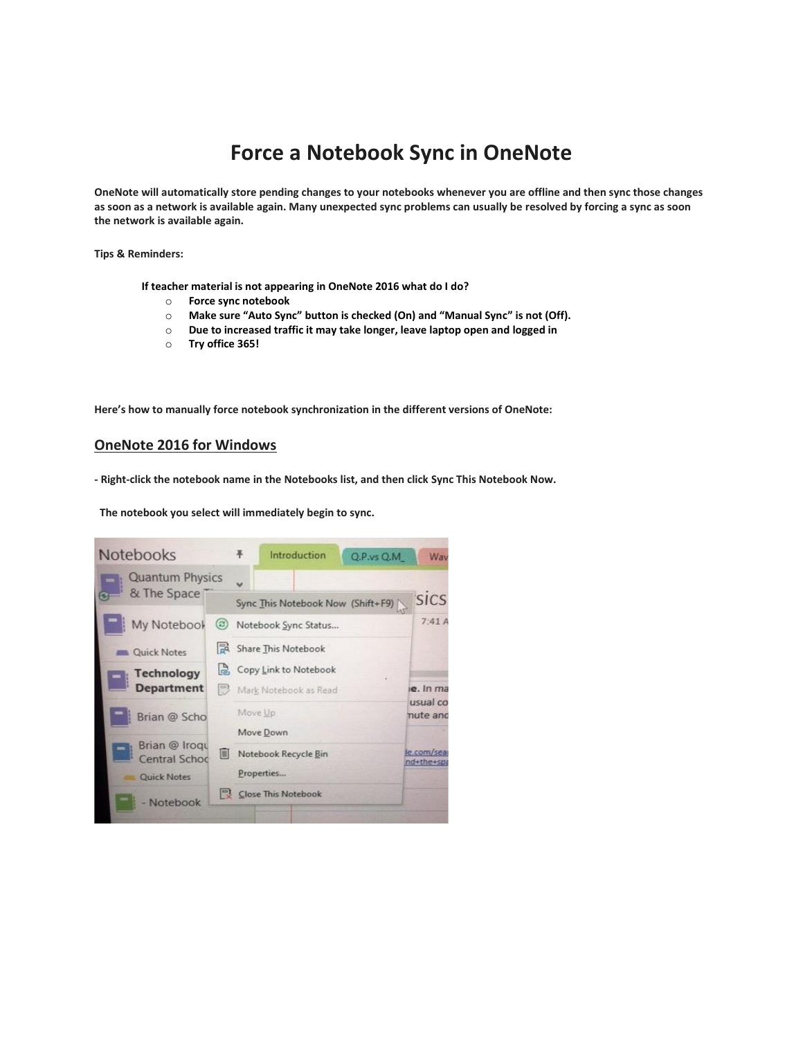# Force a Notebook Sync in OneNote

**OneNote will automatically store pending changes to your notebooks whenever you are offline and then sync those changes as soon as a network is available again. Many unexpected sync problems can usually be resolved by forcing a sync as soon the network is available again.**

**Tips & Reminders:**

**If teacher material is not appearing in OneNote 2016 what do I do?**

- **Force sync notebook**
- **Make sure "Auto Sync" button is checked (On) and "Manual Sync" is not (Off).**
- **Due to increased traffic it may take longer, leave laptop open and logged in**
- **Try office 365!**

**Here's how to manually force notebook synchronization in the different versions of OneNote:**

## OneNote 2016 for Windows

**- Right-click the notebook name in the Notebooks list, and then click Sync This Notebook Now.**

**The notebook you select will immediately begin to sync.**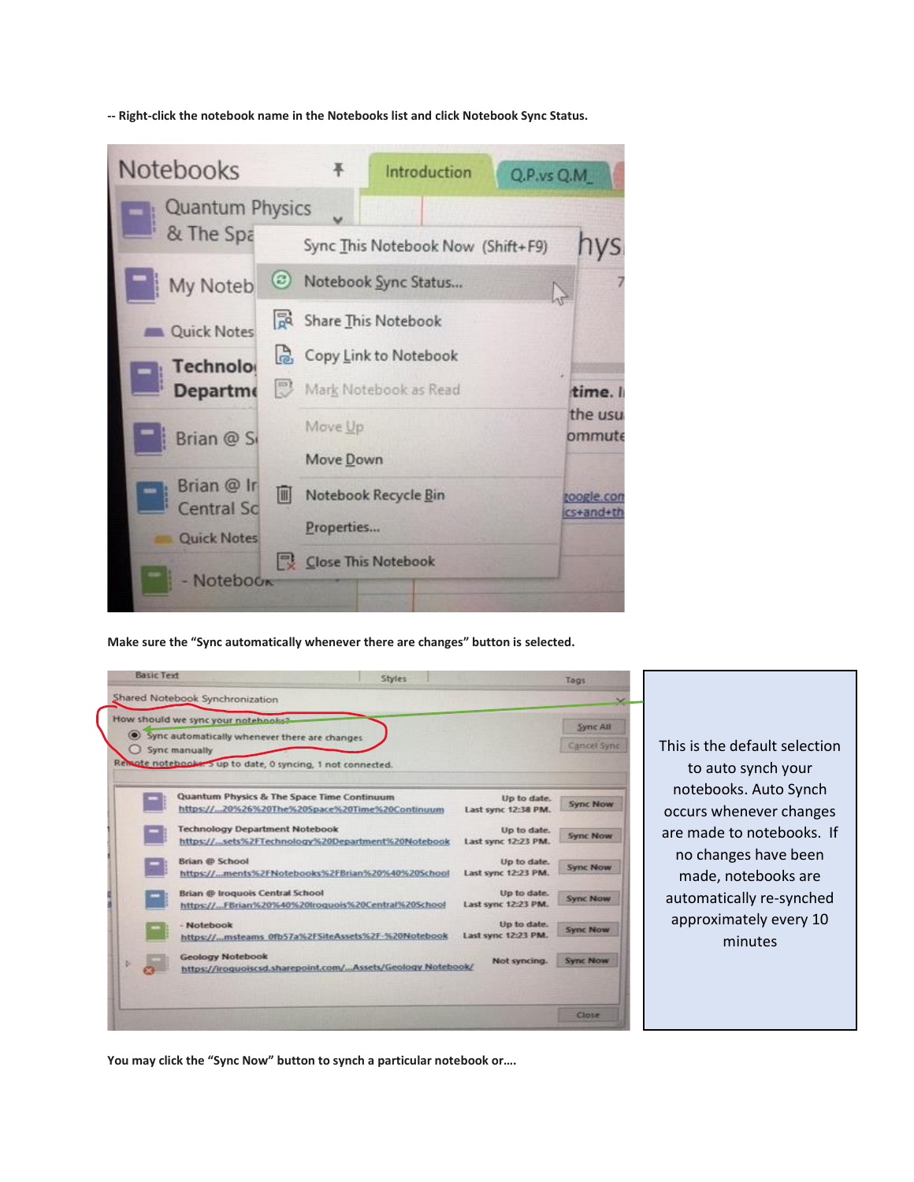**-- Right-click the notebook name in the Notebooks list and click Notebook Sync Status.**

**Make sure the "Sync automatically whenever there are changes" button is selected.**

This is the default selection to auto synch your notebooks. Auto Synch occurs whenever changes are made to notebooks. If no changes have been made, notebooks are automatically re-synched approximately every 10 minutes

**You may click the "Sync Now" button to synch a particular notebook or….**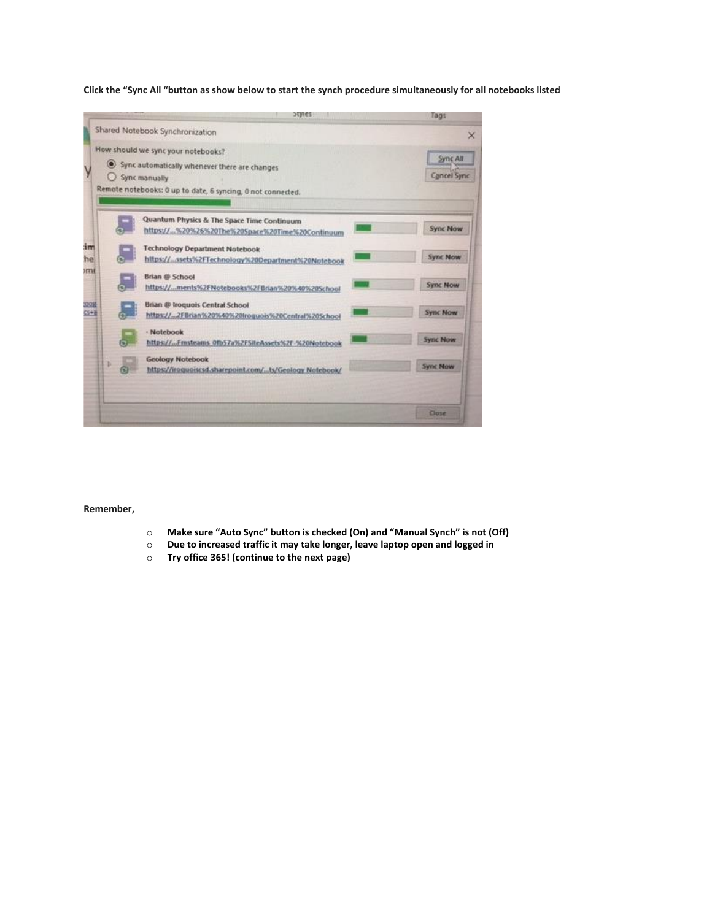**Click the "Sync All "button as show below to start the synch procedure simultaneously for all notebooks listed**

**Remember,**

- **Make sure "Auto Sync" button is checked (On) and "Manual Synch" is not (Off)**
- **Due to increased traffic it may take longer, leave laptop open and logged in**
- **Try office 365! (continue to the next page)**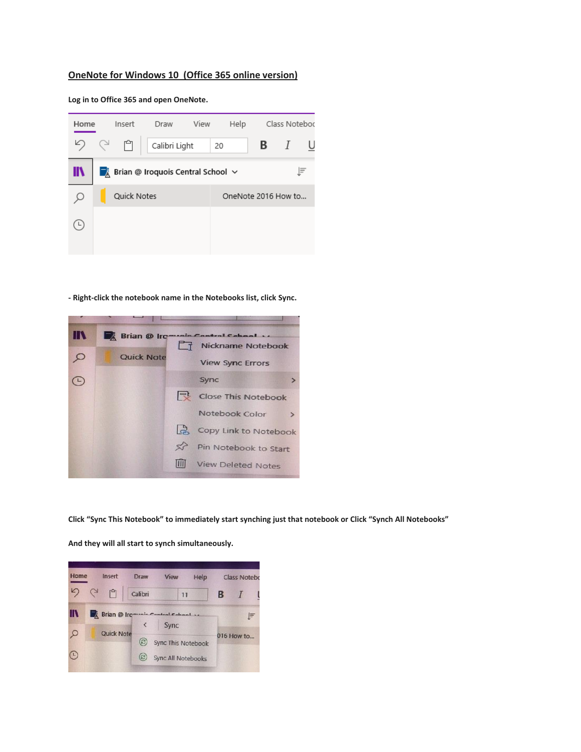## OneNote for Windows 10  (Office 365 online version)

**Log in to Office 365 and open OneNote.**

**- Right-click the notebook name in the Notebooks list, click Sync.**

**Click “Sync This Notebook” to immediately start synching just that notebook or Click “Synch All Notebooks”**

**And they will all start to synch simultaneously.**